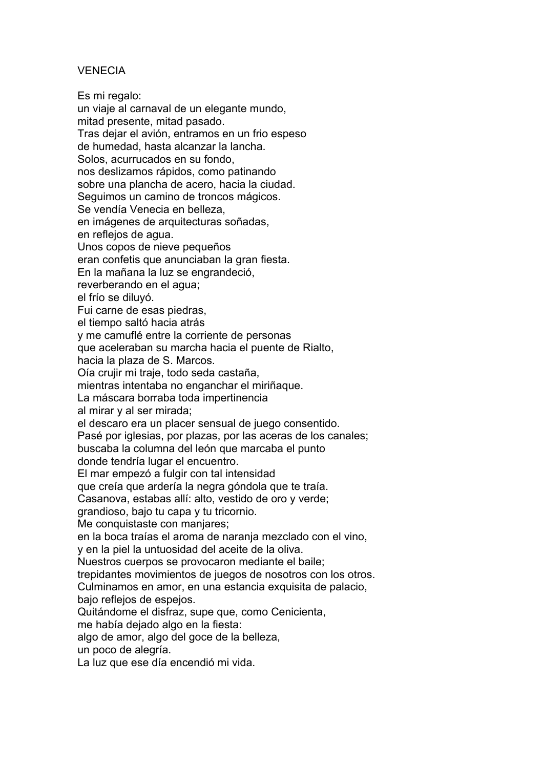# VENECIA

Es mi regalo:
un viaje al carnaval de un elegante mundo,
mitad presente, mitad pasado.
Tras dejar el avión, entramos en un frio espeso
de humedad, hasta alcanzar la lancha.
Solos, acurrucados en su fondo,
nos deslizamos rápidos, como patinando
sobre una plancha de acero, hacia la ciudad.
Seguimos un camino de troncos mágicos.
Se vendía Venecia en belleza,
en imágenes de arquitecturas soñadas,
en reflejos de agua.
Unos copos de nieve pequeños
eran confetis que anunciaban la gran fiesta.
En la mañana la luz se engrandeció,
reverberando en el agua;
el frío se diluyó.
Fui carne de esas piedras,
el tiempo saltó hacia atrás
y me camuflé entre la corriente de personas
que aceleraban su marcha hacia el puente de Rialto,
hacia la plaza de S. Marcos.
Oía crujir mi traje, todo seda castaña,
mientras intentaba no enganchar el miriñaque.
La máscara borraba toda impertinencia
al mirar y al ser mirada;
el descaro era un placer sensual de juego consentido.
Pasé por iglesias, por plazas, por las aceras de los canales;
buscaba la columna del león que marcaba el punto
donde tendría lugar el encuentro.
El mar empezó a fulgir con tal intensidad
que creía que ardería la negra góndola que te traía.
Casanova, estabas allí: alto, vestido de oro y verde;
grandioso, bajo tu capa y tu tricornio.
Me conquistaste con manjares;
en la boca traías el aroma de naranja mezclado con el vino,
y en la piel la untuosidad del aceite de la oliva.
Nuestros cuerpos se provocaron mediante el baile;
trepidantes movimientos de juegos de nosotros con los otros.
Culminamos en amor, en una estancia exquisita de palacio,
bajo reflejos de espejos.
Quitándome el disfraz, supe que, como Cenicienta,
me había dejado algo en la fiesta:
algo de amor, algo del goce de la belleza,
un poco de alegría.
La luz que ese día encendió mi vida.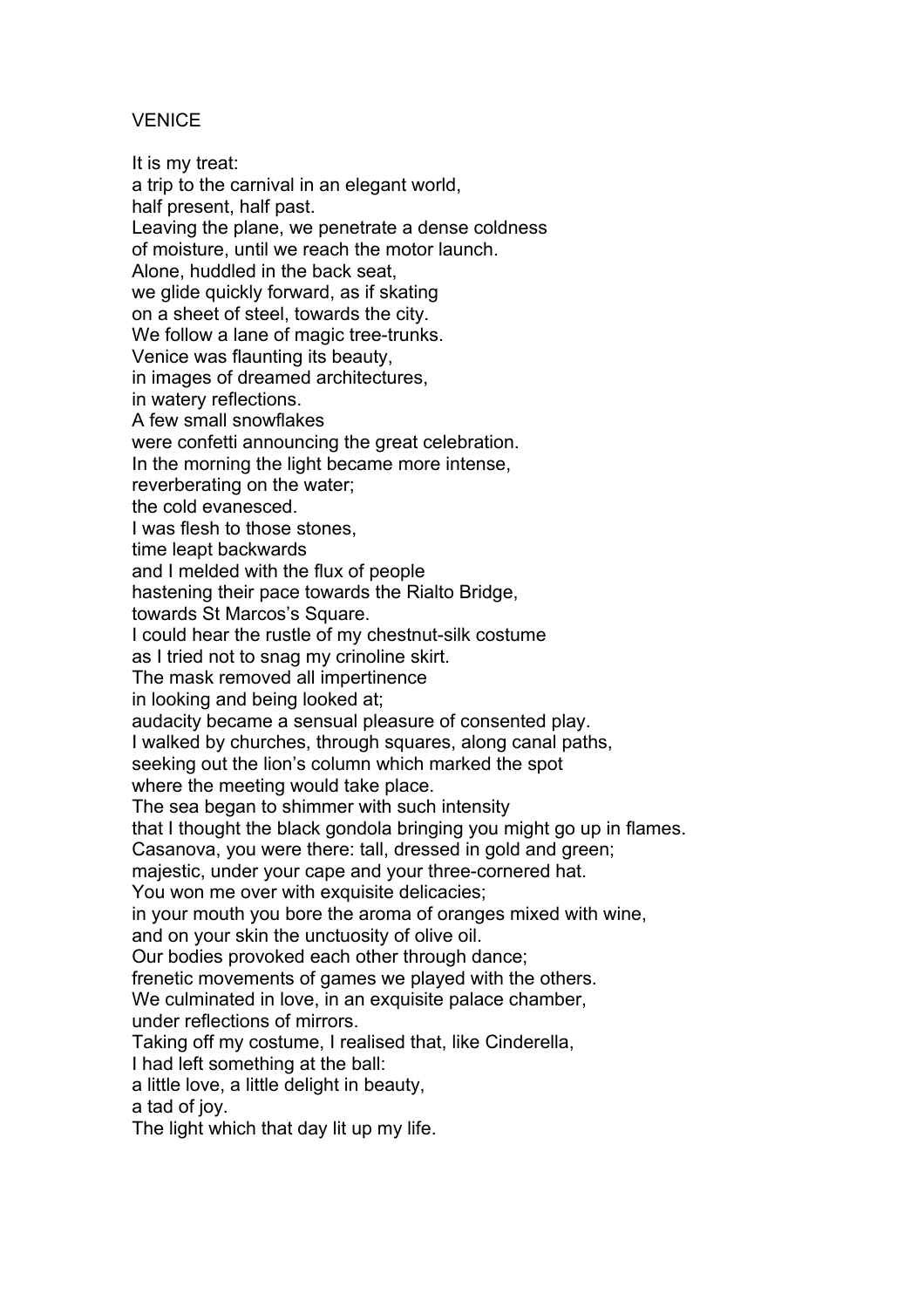# VENICE

It is my treat:
a trip to the carnival in an elegant world,
half present, half past.
Leaving the plane, we penetrate a dense coldness
of moisture, until we reach the motor launch.
Alone, huddled in the back seat,
we glide quickly forward, as if skating
on a sheet of steel, towards the city.
We follow a lane of magic tree-trunks.
Venice was flaunting its beauty,
in images of dreamed architectures,
in watery reflections.
A few small snowflakes
were confetti announcing the great celebration.
In the morning the light became more intense,
reverberating on the water;
the cold evanesced.
I was flesh to those stones,
time leapt backwards
and I melded with the flux of people
hastening their pace towards the Rialto Bridge,
towards St Marcos's Square.
I could hear the rustle of my chestnut-silk costume
as I tried not to snag my crinoline skirt.
The mask removed all impertinence
in looking and being looked at;
audacity became a sensual pleasure of consented play.
I walked by churches, through squares, along canal paths,
seeking out the lion's column which marked the spot
where the meeting would take place.
The sea began to shimmer with such intensity
that I thought the black gondola bringing you might go up in flames.
Casanova, you were there: tall, dressed in gold and green;
majestic, under your cape and your three-cornered hat.
You won me over with exquisite delicacies;
in your mouth you bore the aroma of oranges mixed with wine,
and on your skin the unctuosity of olive oil.
Our bodies provoked each other through dance;
frenetic movements of games we played with the others.
We culminated in love, in an exquisite palace chamber,
under reflections of mirrors.
Taking off my costume, I realised that, like Cinderella,
I had left something at the ball:
a little love, a little delight in beauty,
a tad of joy.
The light which that day lit up my life.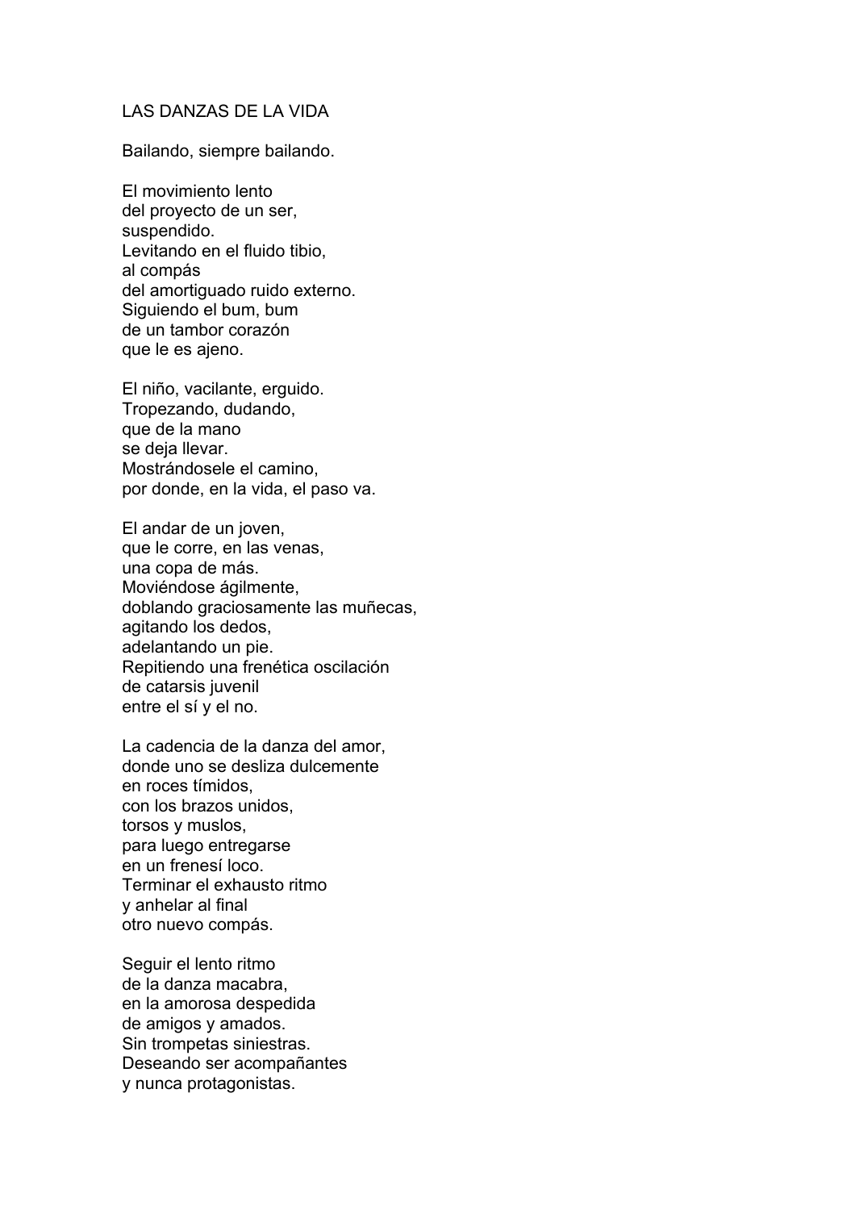# LAS DANZAS DE LA VIDA

Bailando, siempre bailando.

El movimiento lento  
del proyecto de un ser,  
suspendido.  
Levitando en el fluido tibio,  
al compás  
del amortiguado ruido externo.  
Siguiendo el bum, bum  
de un tambor corazón  
que le es ajeno.

El niño, vacilante, erguido.  
Tropezando, dudando,  
que de la mano  
se deja llevar.  
Mostrándosele el camino,  
por donde, en la vida, el paso va.

El andar de un joven,  
que le corre, en las venas,  
una copa de más.  
Moviéndose ágilmente,  
doblando graciosamente las muñecas,  
agitando los dedos,  
adelantando un pie.  
Repitiendo una frenética oscilación  
de catarsis juvenil  
entre el sí y el no.

La cadencia de la danza del amor,  
donde uno se desliza dulcemente  
en roces tímidos,  
con los brazos unidos,  
torsos y muslos,  
para luego entregarse  
en un frenesí loco.  
Terminar el exhausto ritmo  
y anhelar al final  
otro nuevo compás.

Seguir el lento ritmo  
de la danza macabra,  
en la amorosa despedida  
de amigos y amados.  
Sin trompetas siniestras.  
Deseando ser acompañantes  
y nunca protagonistas.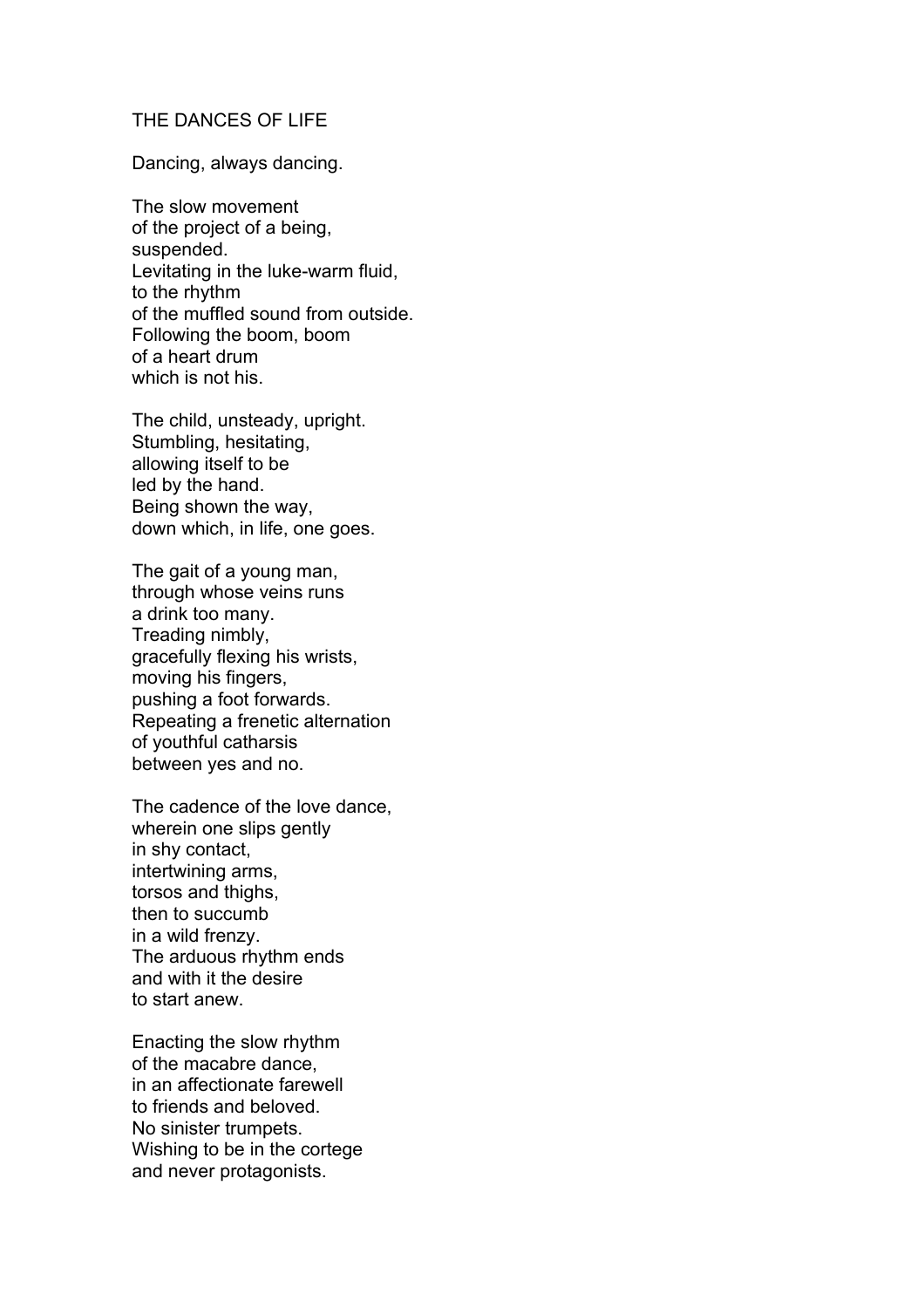# THE DANCES OF LIFE

Dancing, always dancing.

The slow movement  
of the project of a being,  
suspended.  
Levitating in the luke-warm fluid,  
to the rhythm  
of the muffled sound from outside.  
Following the boom, boom  
of a heart drum  
which is not his.

The child, unsteady, upright.  
Stumbling, hesitating,  
allowing itself to be  
led by the hand.  
Being shown the way,  
down which, in life, one goes.

The gait of a young man,  
through whose veins runs  
a drink too many.  
Treading nimbly,  
gracefully flexing his wrists,  
moving his fingers,  
pushing a foot forwards.  
Repeating a frenetic alternation  
of youthful catharsis  
between yes and no.

The cadence of the love dance,  
wherein one slips gently  
in shy contact,  
intertwining arms,  
torsos and thighs,  
then to succumb  
in a wild frenzy.  
The arduous rhythm ends  
and with it the desire  
to start anew.

Enacting the slow rhythm  
of the macabre dance,  
in an affectionate farewell  
to friends and beloved.  
No sinister trumpets.  
Wishing to be in the cortege  
and never protagonists.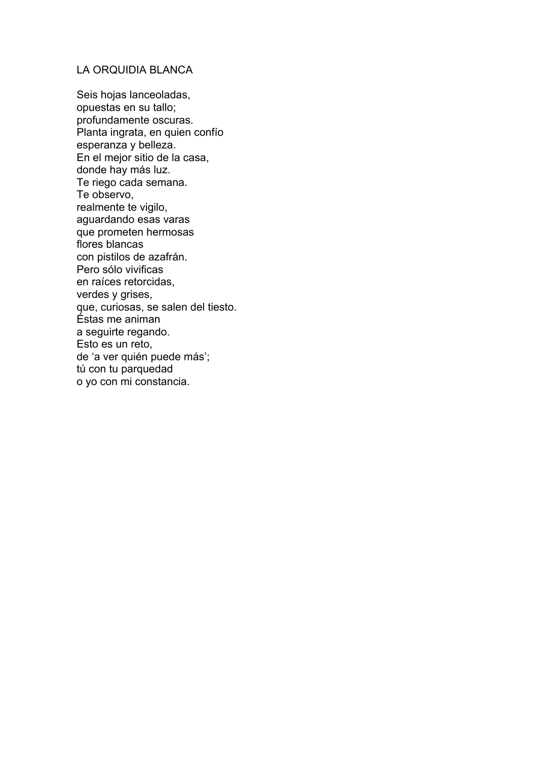# LA ORQUIDIA BLANCA

Seis hojas lanceoladas,  
opuestas en su tallo;  
profundamente oscuras.  
Planta ingrata, en quien confío  
esperanza y belleza.  
En el mejor sitio de la casa,  
donde hay más luz.  
Te riego cada semana.  
Te observo,  
realmente te vigilo,  
aguardando esas varas  
que prometen hermosas  
flores blancas  
con pistilos de azafrán.  
Pero sólo vivificas  
en raíces retorcidas,  
verdes y grises,  
que, curiosas, se salen del tiesto.  
Éstas me animan  
a seguirte regando.  
Esto es un reto,  
de ‘a ver quién puede más’;  
tú con tu parquedad  
o yo con mi constancia.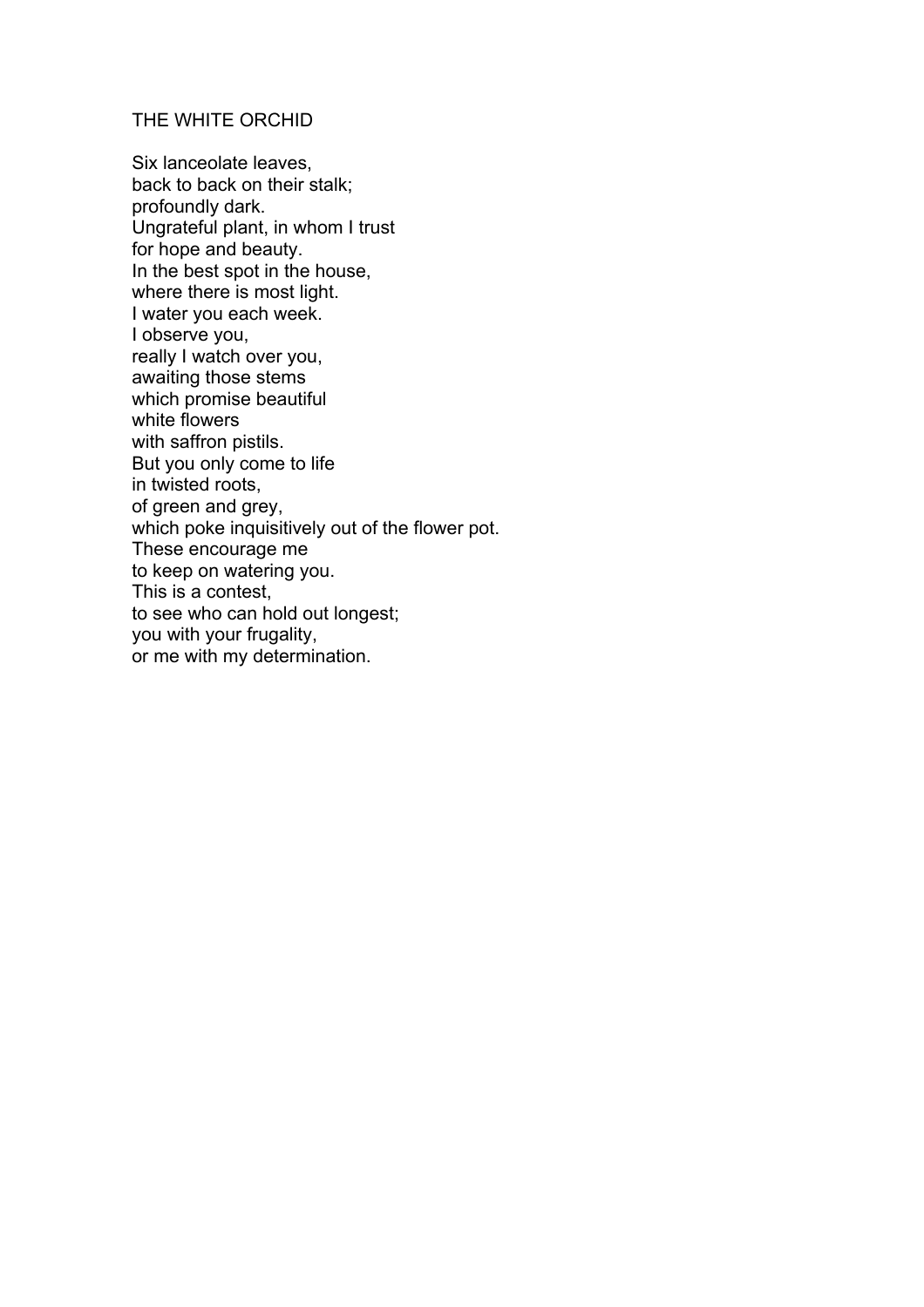## THE WHITE ORCHID

Six lanceolate leaves,  
back to back on their stalk;  
profoundly dark.  
Ungrateful plant, in whom I trust  
for hope and beauty.  
In the best spot in the house,  
where there is most light.  
I water you each week.  
I observe you,  
really I watch over you,  
awaiting those stems  
which promise beautiful  
white flowers  
with saffron pistils.  
But you only come to life  
in twisted roots,  
of green and grey,  
which poke inquisitively out of the flower pot.  
These encourage me  
to keep on watering you.  
This is a contest,  
to see who can hold out longest;  
you with your frugality,  
or me with my determination.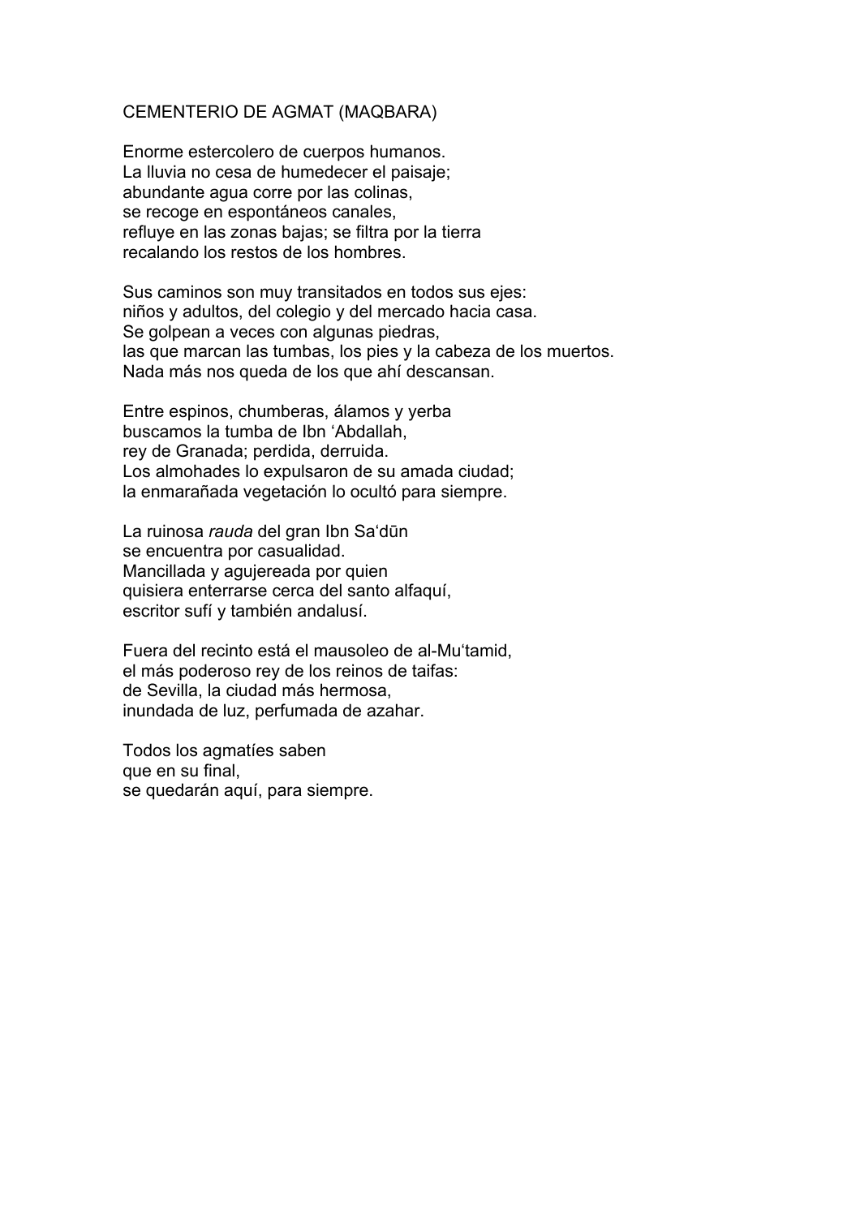# CEMENTERIO DE AGMAT (MAQBARA)

Enorme estercolero de cuerpos humanos.
La lluvia no cesa de humedecer el paisaje;
abundante agua corre por las colinas,
se recoge en espontáneos canales,
refluye en las zonas bajas; se filtra por la tierra
recalando los restos de los hombres.

Sus caminos son muy transitados en todos sus ejes:
niños y adultos, del colegio y del mercado hacia casa.
Se golpean a veces con algunas piedras,
las que marcan las tumbas, los pies y la cabeza de los muertos.
Nada más nos queda de los que ahí descansan.

Entre espinos, chumberas, álamos y yerba
buscamos la tumba de Ibn ʻAbdallah,
rey de Granada; perdida, derruida.
Los almohades lo expulsaron de su amada ciudad;
la enmarañada vegetación lo ocultó para siempre.

La ruinosa *rauda* del gran Ibn Saʻdūn
se encuentra por casualidad.
Mancillada y agujereada por quien
quisiera enterrarse cerca del santo alfaquí,
escritor sufí y también andalusí.

Fuera del recinto está el mausoleo de al-Muʻtamid,
el más poderoso rey de los reinos de taifas:
de Sevilla, la ciudad más hermosa,
inundada de luz, perfumada de azahar.

Todos los agmatíes saben
que en su final,
se quedarán aquí, para siempre.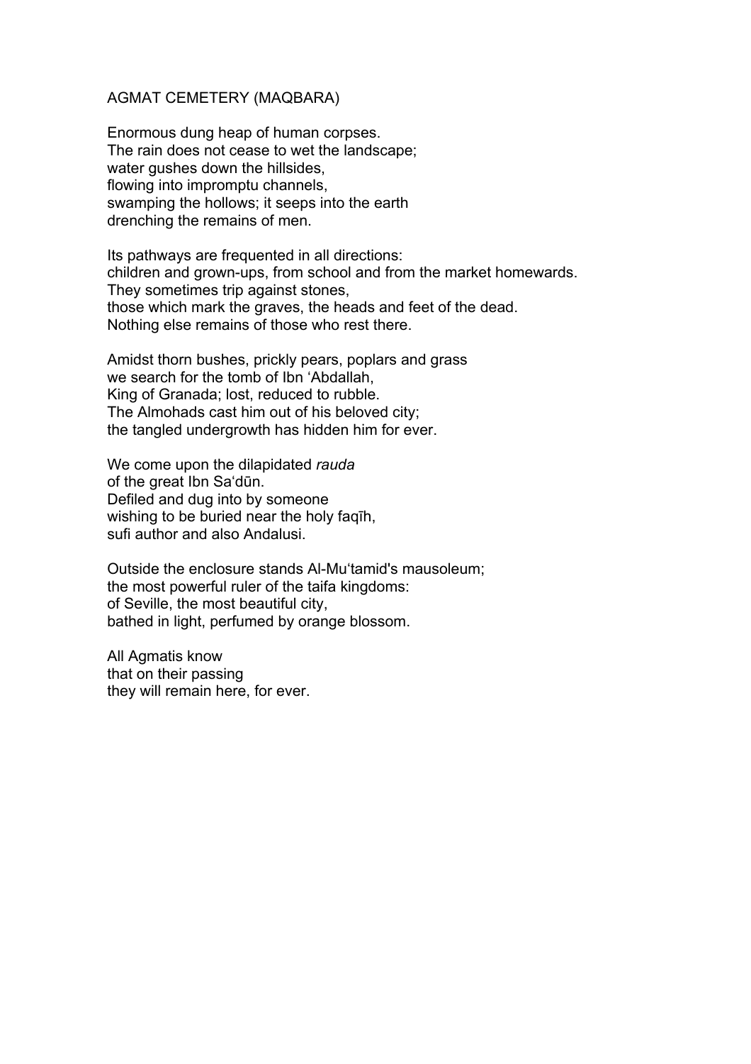## AGMAT CEMETERY (MAQBARA)

Enormous dung heap of human corpses.
The rain does not cease to wet the landscape;
water gushes down the hillsides,
flowing into impromptu channels,
swamping the hollows; it seeps into the earth
drenching the remains of men.

Its pathways are frequented in all directions:
children and grown-ups, from school and from the market homewards.
They sometimes trip against stones,
those which mark the graves, the heads and feet of the dead.
Nothing else remains of those who rest there.

Amidst thorn bushes, prickly pears, poplars and grass
we search for the tomb of Ibn ‘Abdallah,
King of Granada; lost, reduced to rubble.
The Almohads cast him out of his beloved city;
the tangled undergrowth has hidden him for ever.

We come upon the dilapidated *rauda*
of the great Ibn Sa‘dūn.
Defiled and dug into by someone
wishing to be buried near the holy faqīh,
sufi author and also Andalusi.

Outside the enclosure stands Al-Mu‘tamid's mausoleum;
the most powerful ruler of the taifa kingdoms:
of Seville, the most beautiful city,
bathed in light, perfumed by orange blossom.

All Agmatis know
that on their passing
they will remain here, for ever.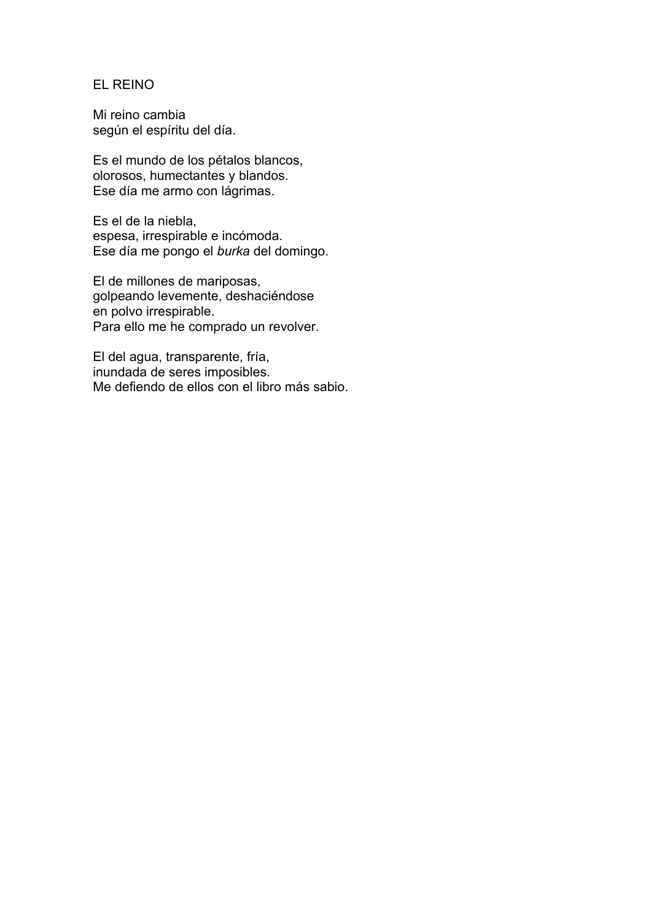## EL REINO

Mi reino cambia  
según el espíritu del día.

Es el mundo de los pétalos blancos,  
olorosos, humectantes y blandos.  
Ese día me armo con lágrimas.

Es el de la niebla,  
espesa, irrespirable e incómoda.  
Ese día me pongo el *burka* del domingo.

El de millones de mariposas,  
golpeando levemente, deshaciéndose  
en polvo irrespirable.  
Para ello me he comprado un revolver.

El del agua, transparente, fría,  
inundada de seres imposibles.  
Me defiendo de ellos con el libro más sabio.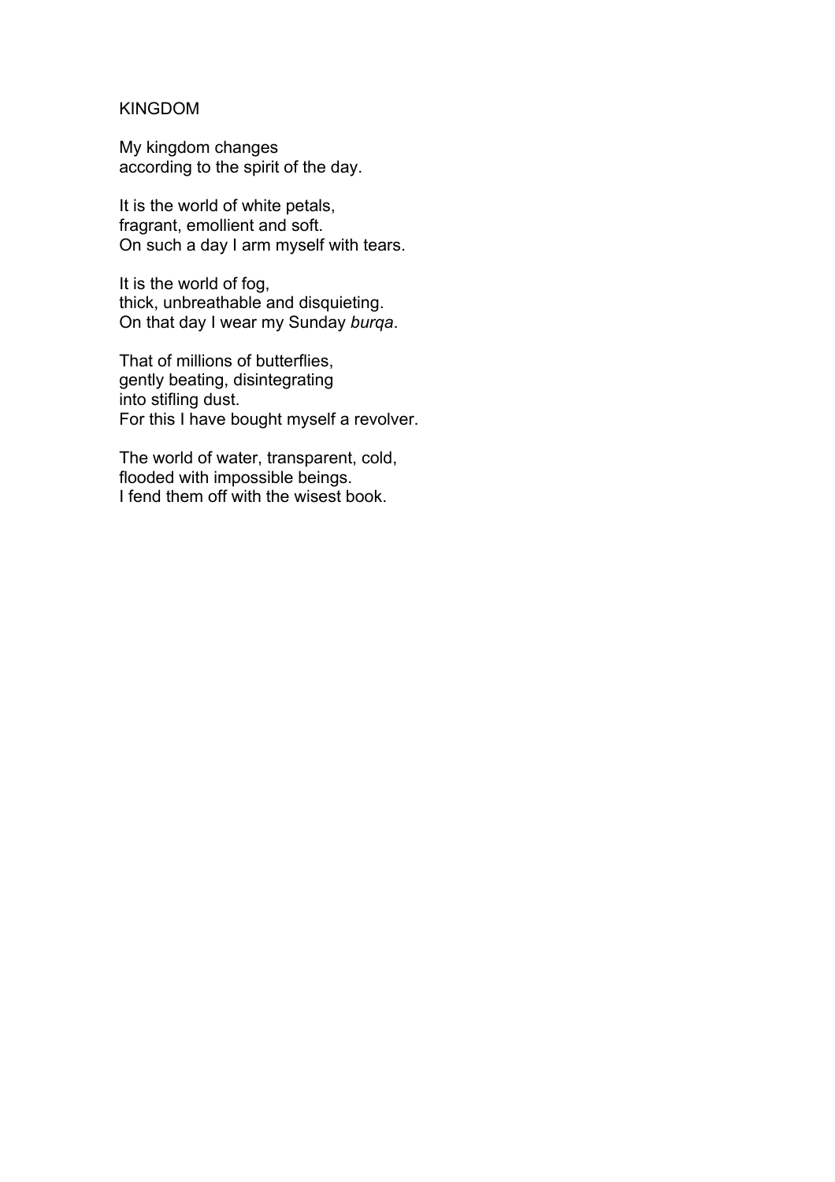KINGDOM

My kingdom changes  
according to the spirit of the day.

It is the world of white petals,  
fragrant, emollient and soft.  
On such a day I arm myself with tears.

It is the world of fog,  
thick, unbreathable and disquieting.  
On that day I wear my Sunday *burqa*.

That of millions of butterflies,  
gently beating, disintegrating  
into stifling dust.  
For this I have bought myself a revolver.

The world of water, transparent, cold,  
flooded with impossible beings.  
I fend them off with the wisest book.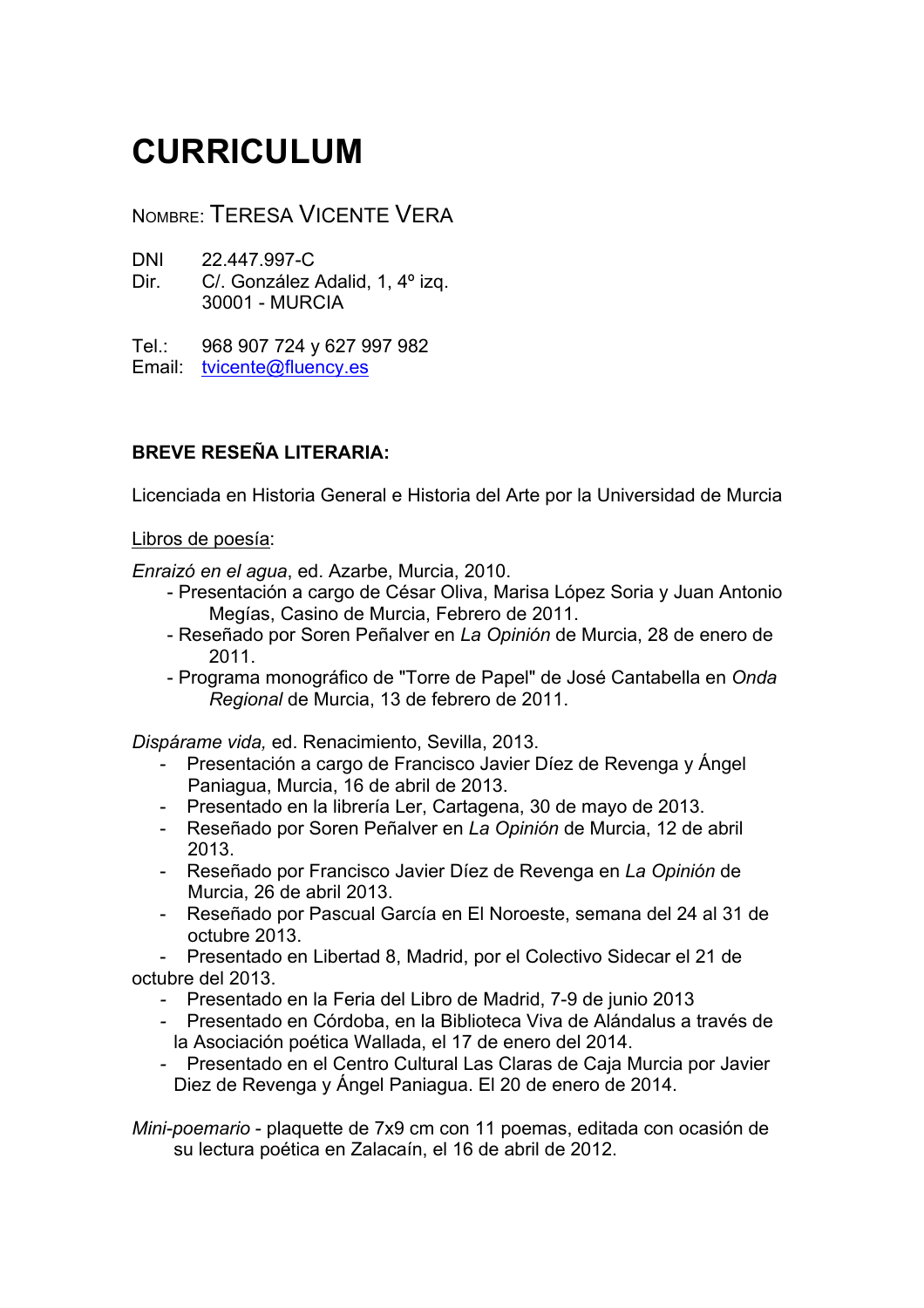# CURRICULUM

NOMBRE: TERESA VICENTE VERA

DNI 22.447.997-C
Dir. C/. González Adalid, 1, 4º izq.
30001 - MURCIA

Tel.: 968 907 724 y 627 997 982
Email: tvicente@fluency.es

**BREVE RESEÑA LITERARIA:**

Licenciada en Historia General e Historia del Arte por la Universidad de Murcia

Libros de poesía:

*Enraizó en el agua*, ed. Azarbe, Murcia, 2010.

- Presentación a cargo de César Oliva, Marisa López Soria y Juan Antonio Megías, Casino de Murcia, Febrero de 2011.
- Reseñado por Soren Peñalver en *La Opinión* de Murcia, 28 de enero de 2011.
- Programa monográfico de "Torre de Papel" de José Cantabella en *Onda Regional* de Murcia, 13 de febrero de 2011.

*Dispárame vida,* ed. Renacimiento, Sevilla, 2013.

- Presentación a cargo de Francisco Javier Díez de Revenga y Ángel Paniagua, Murcia, 16 de abril de 2013.
- Presentado en la librería Ler, Cartagena, 30 de mayo de 2013.
- Reseñado por Soren Peñalver en *La Opinión* de Murcia, 12 de abril 2013.
- Reseñado por Francisco Javier Díez de Revenga en *La Opinión* de Murcia, 26 de abril 2013.
- Reseñado por Pascual García en El Noroeste, semana del 24 al 31 de octubre 2013.
- Presentado en Libertad 8, Madrid, por el Colectivo Sidecar el 21 de octubre del 2013.
- Presentado en la Feria del Libro de Madrid, 7-9 de junio 2013
- Presentado en Córdoba, en la Biblioteca Viva de Alándalus a través de la Asociación poética Wallada, el 17 de enero del 2014.
- Presentado en el Centro Cultural Las Claras de Caja Murcia por Javier Diez de Revenga y Ángel Paniagua. El 20 de enero de 2014.

*Mini-poemario* - plaquette de 7x9 cm con 11 poemas, editada con ocasión de su lectura poética en Zalacaín, el 16 de abril de 2012.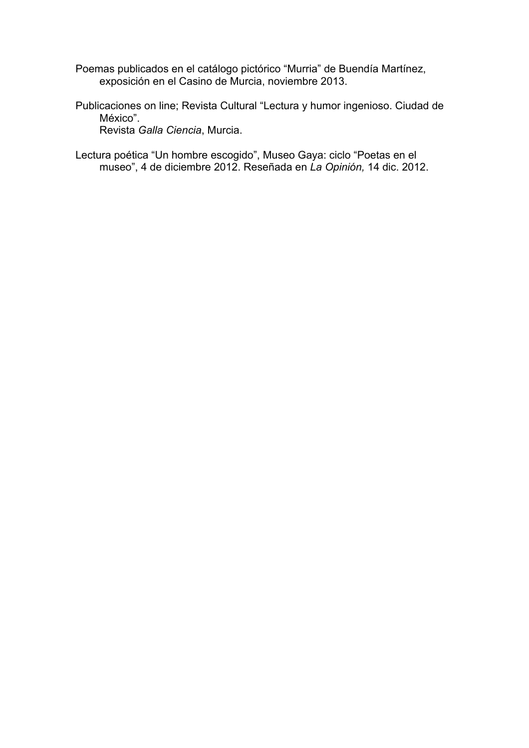Poemas publicados en el catálogo pictórico “Murria” de Buendía Martínez, exposición en el Casino de Murcia, noviembre 2013.

Publicaciones on line; Revista Cultural “Lectura y humor ingenioso. Ciudad de México”.
Revista *Galla Ciencia*, Murcia.

Lectura poética “Un hombre escogido”, Museo Gaya: ciclo “Poetas en el museo”, 4 de diciembre 2012. Reseñada en *La Opinión,* 14 dic. 2012.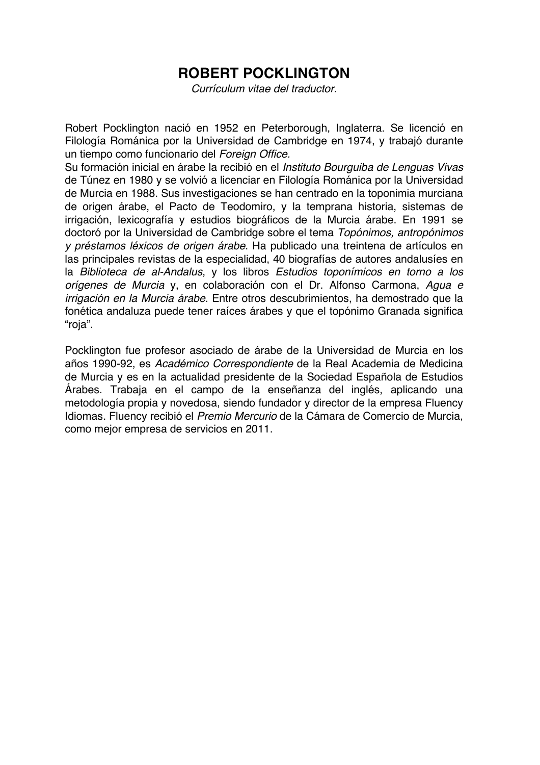# ROBERT POCKLINGTON

*Currículum vitae del traductor.*

Robert Pocklington nació en 1952 en Peterborough, Inglaterra. Se licenció en Filología Románica por la Universidad de Cambridge en 1974, y trabajó durante un tiempo como funcionario del *Foreign Office.*
Su formación inicial en árabe la recibió en el *Instituto Bourguiba de Lenguas Vivas* de Túnez en 1980 y se volvió a licenciar en Filología Románica por la Universidad de Murcia en 1988. Sus investigaciones se han centrado en la toponimia murciana de origen árabe, el Pacto de Teodomiro, y la temprana historia, sistemas de irrigación, lexicografía y estudios biográficos de la Murcia árabe. En 1991 se doctoró por la Universidad de Cambridge sobre el tema *Topónimos, antropónimos y préstamos léxicos de origen árabe*. Ha publicado una treintena de artículos en las principales revistas de la especialidad, 40 biografías de autores andalusíes en la *Biblioteca de al-Andalus*, y los libros *Estudios toponímicos en torno a los orígenes de Murcia* y, en colaboración con el Dr. Alfonso Carmona, *Agua e irrigación en la Murcia árabe.* Entre otros descubrimientos, ha demostrado que la fonética andaluza puede tener raíces árabes y que el topónimo Granada significa "roja".

Pocklington fue profesor asociado de árabe de la Universidad de Murcia en los años 1990-92, es *Académico Correspondiente* de la Real Academia de Medicina de Murcia y es en la actualidad presidente de la Sociedad Española de Estudios Árabes. Trabaja en el campo de la enseñanza del inglés, aplicando una metodología propia y novedosa, siendo fundador y director de la empresa Fluency Idiomas. Fluency recibió el *Premio Mercurio* de la Cámara de Comercio de Murcia, como mejor empresa de servicios en 2011.